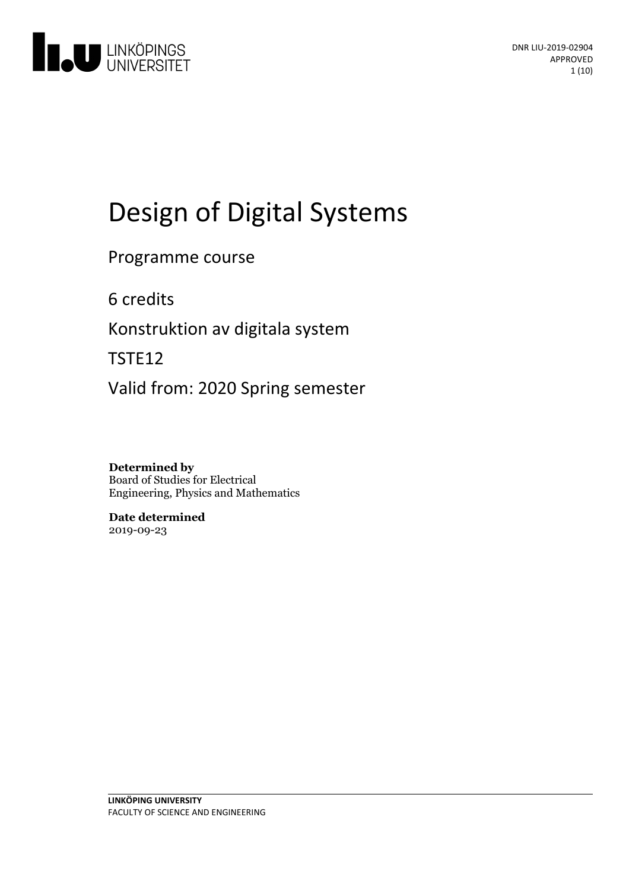DNR LIU-2019-02904
APPROVED

# Design of Digital Systems

Programme course

6 credits

Konstruktion av digitala system

TSTE12

Valid from: 2020 Spring semester

**Determined by**
Board of Studies for Electrical Engineering, Physics and Mathematics

**Date determined**
2019-09-23

**LINKÖPING UNIVERSITY**
FACULTY OF SCIENCE AND ENGINEERING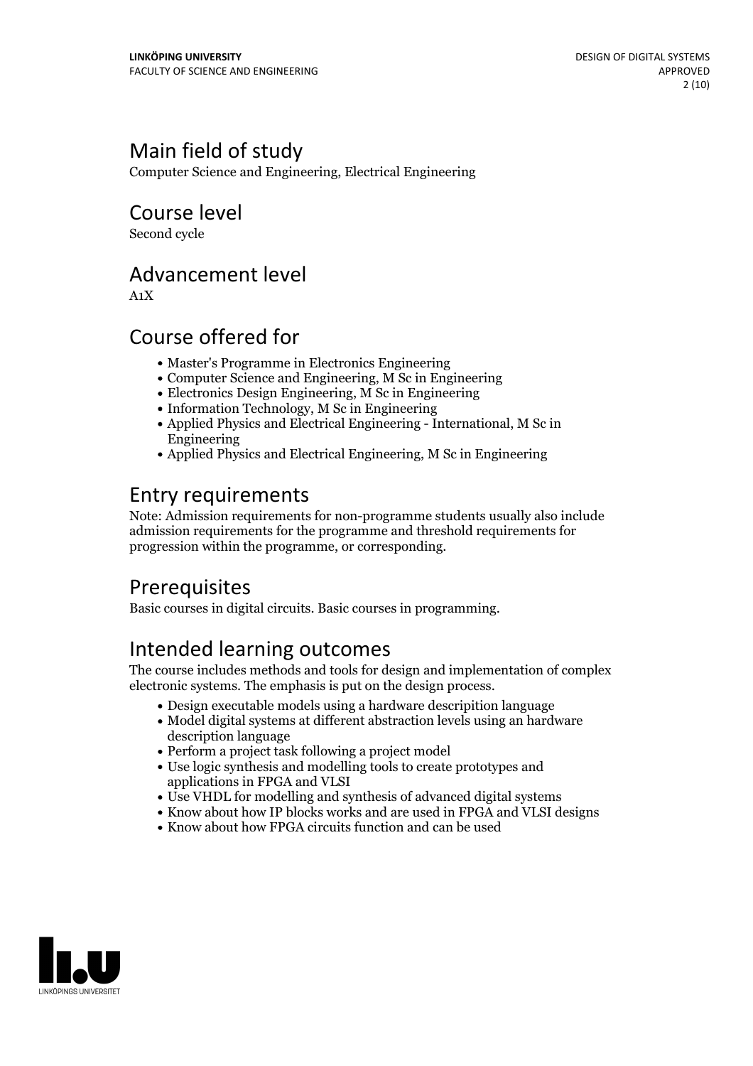## Main field of study

Computer Science and Engineering, Electrical Engineering

## Course level

Second cycle

## Advancement level

A1X

## Course offered for

- Master's Programme in Electronics Engineering
- Computer Science and Engineering, M Sc in Engineering
- Electronics Design Engineering, M Sc in Engineering
- Information Technology, M Sc in Engineering
- Applied Physics and Electrical Engineering - International, M Sc in Engineering
- Applied Physics and Electrical Engineering, M Sc in Engineering

## Entry requirements

Note: Admission requirements for non-programme students usually also include admission requirements for the programme and threshold requirements for progression within the programme, or corresponding.

## Prerequisites

Basic courses in digital circuits. Basic courses in programming.

## Intended learning outcomes

The course includes methods and tools for design and implementation of complex electronic systems. The emphasis is put on the design process.

- Design executable models using a hardware descripition language
- Model digital systems at different abstraction levels using an hardware description language
- Perform a project task following a project model
- Use logic synthesis and modelling tools to create prototypes and applications in FPGA and VLSI
- Use VHDL for modelling and synthesis of advanced digital systems
- Know about how IP blocks works and are used in FPGA and VLSI designs
- Know about how FPGA circuits function and can be used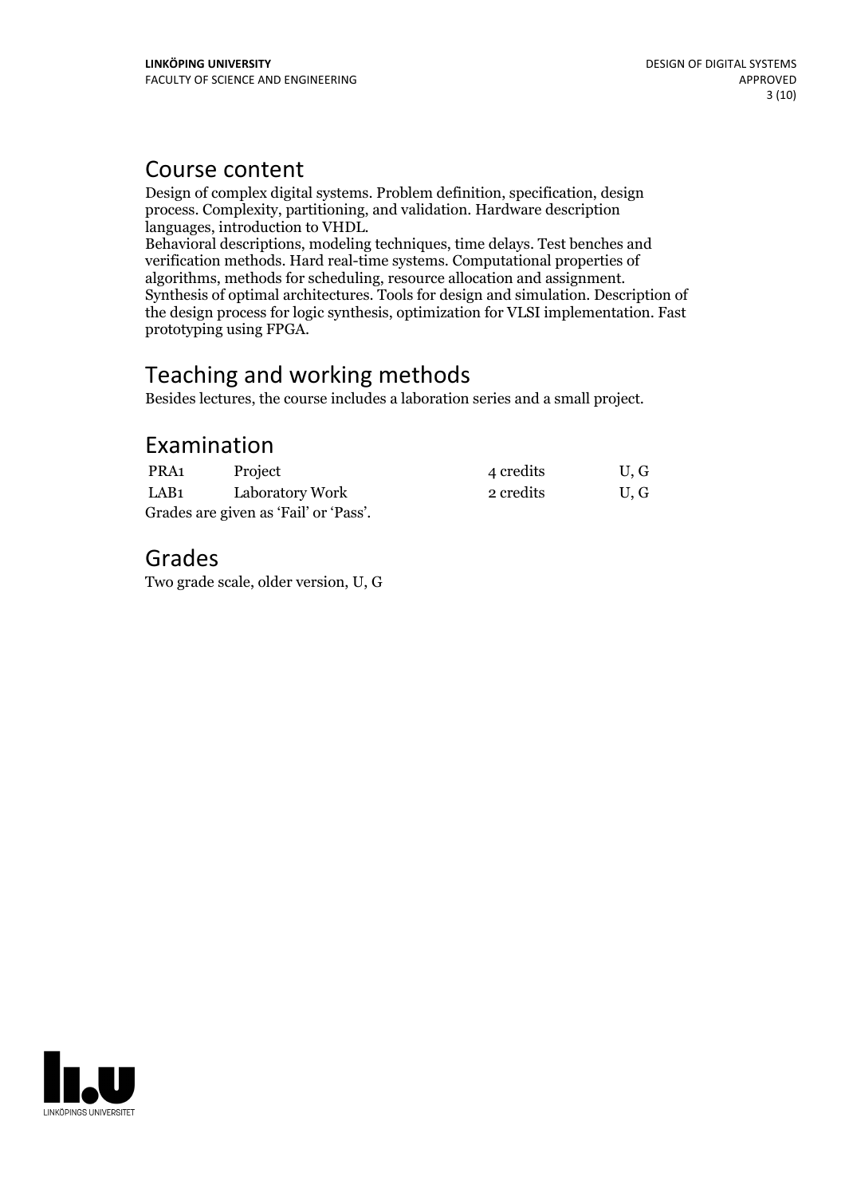## Course content

Design of complex digital systems. Problem definition, specification, design process. Complexity, partitioning, and validation. Hardware description languages, introduction to VHDL.
Behavioral descriptions, modeling techniques, time delays. Test benches and verification methods. Hard real-time systems. Computational properties of algorithms, methods for scheduling, resource allocation and assignment. Synthesis of optimal architectures. Tools for design and simulation. Description of the design process for logic synthesis, optimization for VLSI implementation. Fast prototyping using FPGA.

## Teaching and working methods

Besides lectures, the course includes a laboration series and a small project.

## Examination

| | | | |
|---|---|---|---|
| PRA1 | Project | 4 credits | U, G |
| LAB1 | Laboratory Work | 2 credits | U, G |

Grades are given as 'Fail' or 'Pass'.

## Grades

Two grade scale, older version, U, G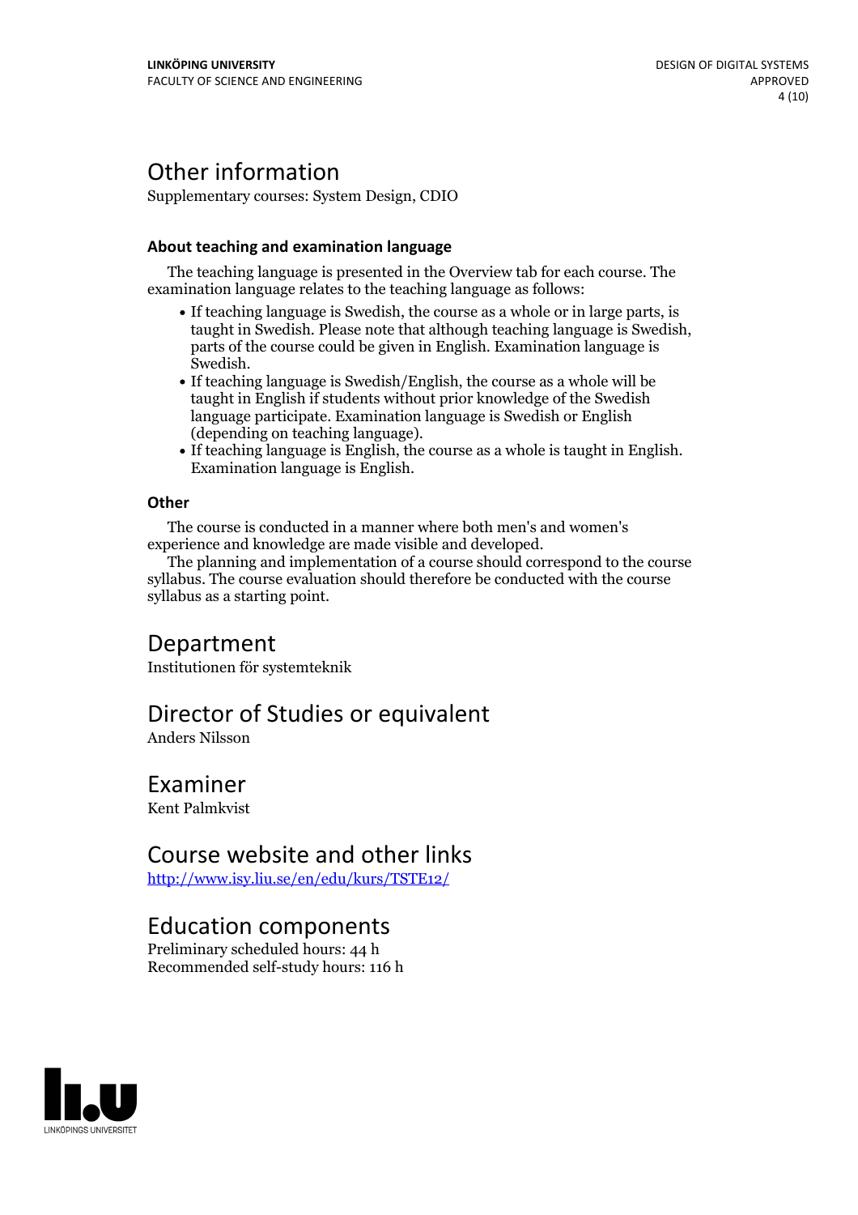# Other information

Supplementary courses: System Design, CDIO

### About teaching and examination language

The teaching language is presented in the Overview tab for each course. The examination language relates to the teaching language as follows:

- If teaching language is Swedish, the course as a whole or in large parts, is taught in Swedish. Please note that although teaching language is Swedish, parts of the course could be given in English. Examination language is Swedish.
- If teaching language is Swedish/English, the course as a whole will be taught in English if students without prior knowledge of the Swedish language participate. Examination language is Swedish or English (depending on teaching language).
- If teaching language is English, the course as a whole is taught in English. Examination language is English.

### Other

The course is conducted in a manner where both men's and women's experience and knowledge are made visible and developed.

The planning and implementation of a course should correspond to the course syllabus. The course evaluation should therefore be conducted with the course syllabus as a starting point.

# Department

Institutionen för systemteknik

# Director of Studies or equivalent

Anders Nilsson

# Examiner

Kent Palmkvist

# Course website and other links

http://www.isy.liu.se/en/edu/kurs/TSTE12/

# Education components

Preliminary scheduled hours: 44 h

Recommended self-study hours: 116 h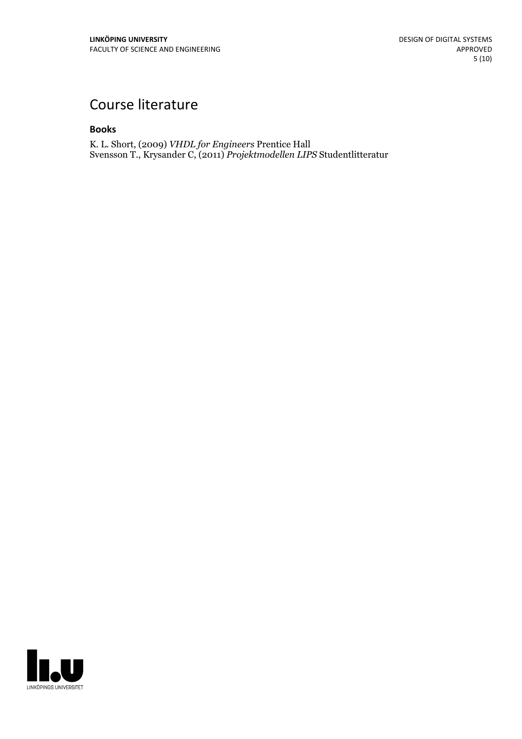# Course literature

### Books

K. L. Short, (2009) *VHDL for Engineers* Prentice Hall
Svensson T., Krysander C, (2011) *Projektmodellen LIPS* Studentlitteratur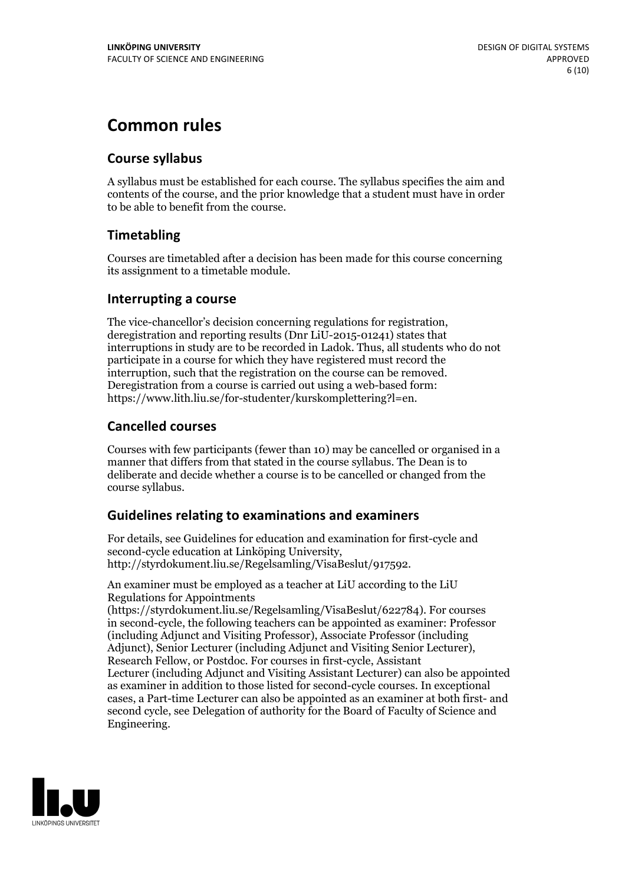# Common rules

## Course syllabus

A syllabus must be established for each course. The syllabus specifies the aim and contents of the course, and the prior knowledge that a student must have in order to be able to benefit from the course.

## Timetabling

Courses are timetabled after a decision has been made for this course concerning its assignment to a timetable module.

## Interrupting a course

The vice-chancellor's decision concerning regulations for registration, deregistration and reporting results (Dnr LiU-2015-01241) states that interruptions in study are to be recorded in Ladok. Thus, all students who do not participate in a course for which they have registered must record the interruption, such that the registration on the course can be removed. Deregistration from a course is carried out using a web-based form: https://www.lith.liu.se/for-studenter/kurskomplettering?l=en.

## Cancelled courses

Courses with few participants (fewer than 10) may be cancelled or organised in a manner that differs from that stated in the course syllabus. The Dean is to deliberate and decide whether a course is to be cancelled or changed from the course syllabus.

## Guidelines relating to examinations and examiners

For details, see Guidelines for education and examination for first-cycle and second-cycle education at Linköping University, http://styrdokument.liu.se/Regelsamling/VisaBeslut/917592.

An examiner must be employed as a teacher at LiU according to the LiU Regulations for Appointments (https://styrdokument.liu.se/Regelsamling/VisaBeslut/622784). For courses in second-cycle, the following teachers can be appointed as examiner: Professor (including Adjunct and Visiting Professor), Associate Professor (including Adjunct), Senior Lecturer (including Adjunct and Visiting Senior Lecturer), Research Fellow, or Postdoc. For courses in first-cycle, Assistant Lecturer (including Adjunct and Visiting Assistant Lecturer) can also be appointed as examiner in addition to those listed for second-cycle courses. In exceptional cases, a Part-time Lecturer can also be appointed as an examiner at both first- and second cycle, see Delegation of authority for the Board of Faculty of Science and Engineering.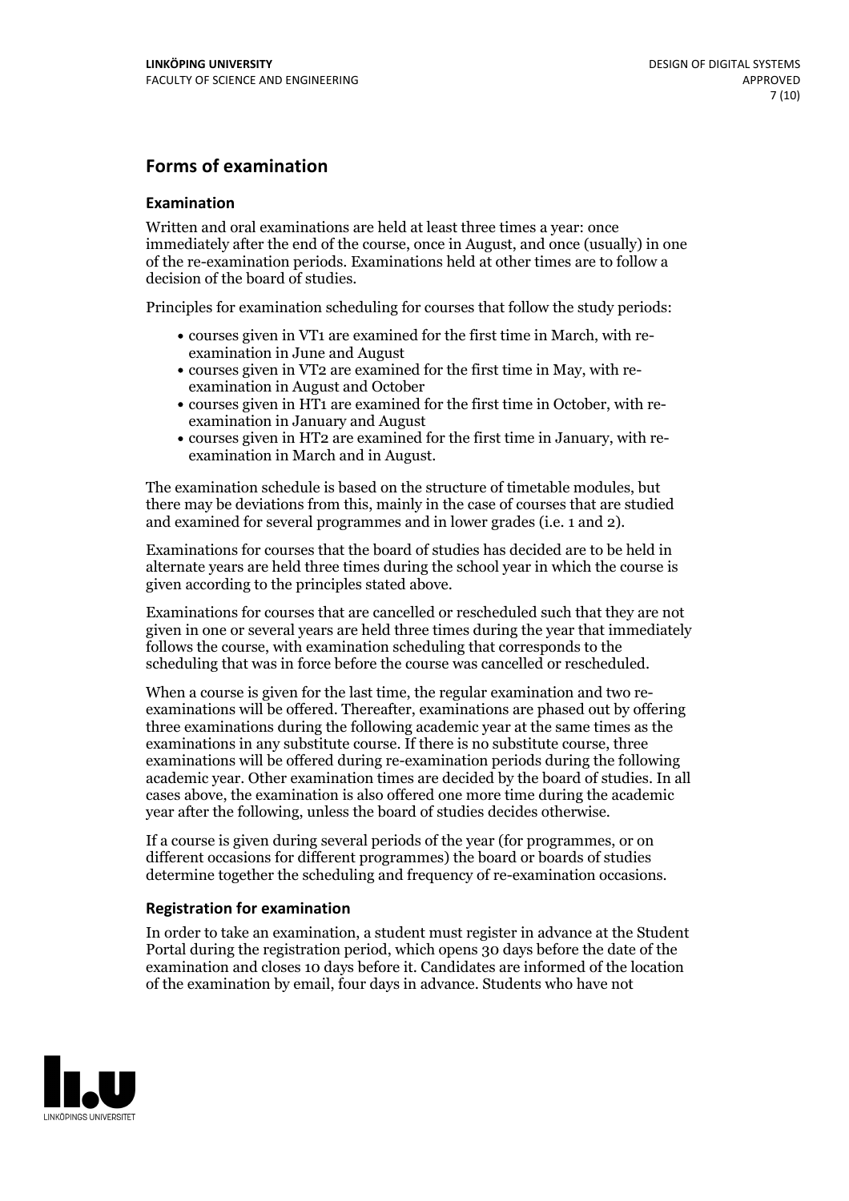## Forms of examination

### Examination

Written and oral examinations are held at least three times a year: once immediately after the end of the course, once in August, and once (usually) in one of the re-examination periods. Examinations held at other times are to follow a decision of the board of studies.

Principles for examination scheduling for courses that follow the study periods:

- courses given in VT1 are examined for the first time in March, with re-examination in June and August
- courses given in VT2 are examined for the first time in May, with re-examination in August and October
- courses given in HT1 are examined for the first time in October, with re-examination in January and August
- courses given in HT2 are examined for the first time in January, with re-examination in March and in August.

The examination schedule is based on the structure of timetable modules, but there may be deviations from this, mainly in the case of courses that are studied and examined for several programmes and in lower grades (i.e. 1 and 2).

Examinations for courses that the board of studies has decided are to be held in alternate years are held three times during the school year in which the course is given according to the principles stated above.

Examinations for courses that are cancelled or rescheduled such that they are not given in one or several years are held three times during the year that immediately follows the course, with examination scheduling that corresponds to the scheduling that was in force before the course was cancelled or rescheduled.

When a course is given for the last time, the regular examination and two re-examinations will be offered. Thereafter, examinations are phased out by offering three examinations during the following academic year at the same times as the examinations in any substitute course. If there is no substitute course, three examinations will be offered during re-examination periods during the following academic year. Other examination times are decided by the board of studies. In all cases above, the examination is also offered one more time during the academic year after the following, unless the board of studies decides otherwise.

If a course is given during several periods of the year (for programmes, or on different occasions for different programmes) the board or boards of studies determine together the scheduling and frequency of re-examination occasions.

### Registration for examination

In order to take an examination, a student must register in advance at the Student Portal during the registration period, which opens 30 days before the date of the examination and closes 10 days before it. Candidates are informed of the location of the examination by email, four days in advance. Students who have not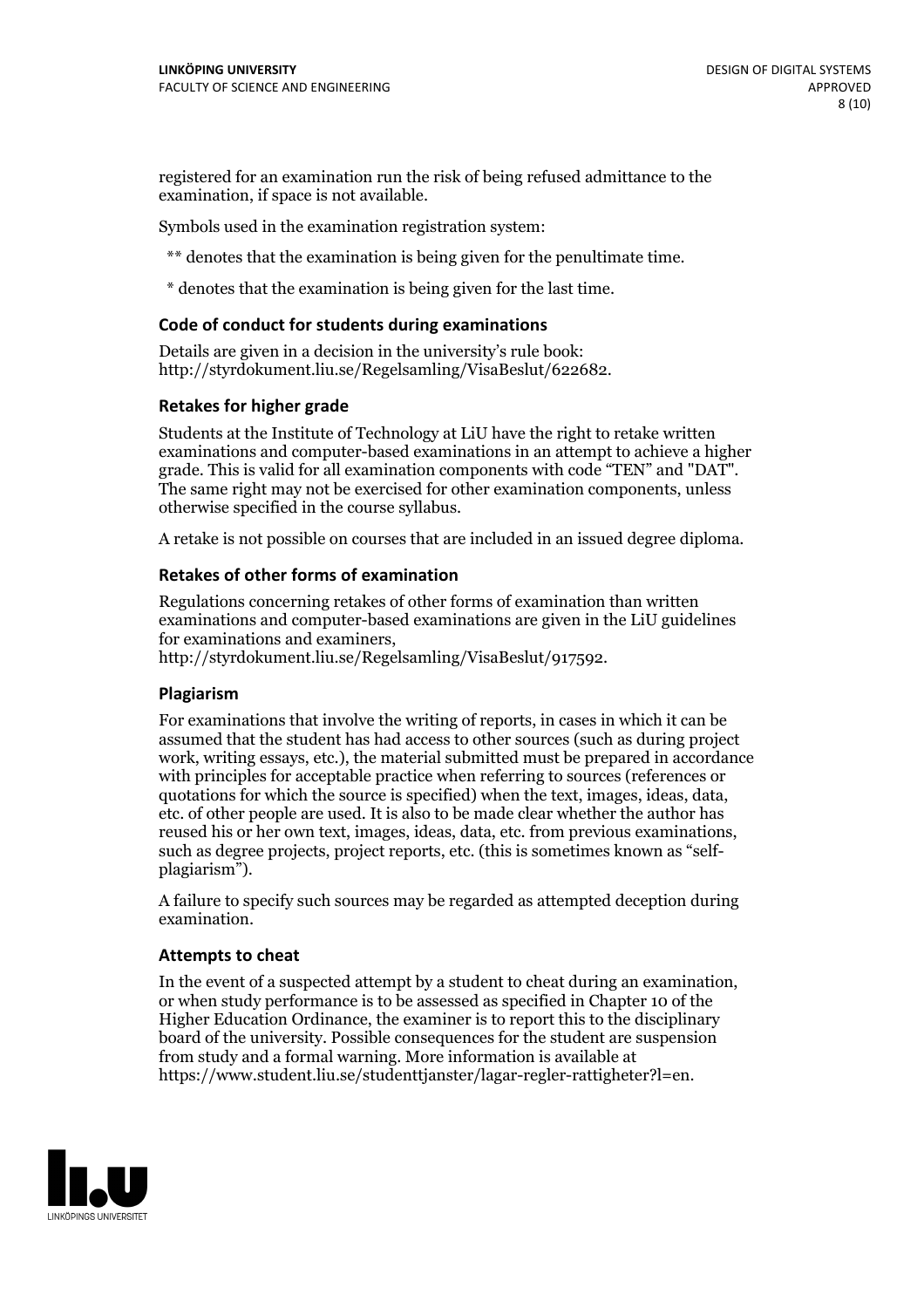registered for an examination run the risk of being refused admittance to the examination, if space is not available.

Symbols used in the examination registration system:

** denotes that the examination is being given for the penultimate time.

* denotes that the examination is being given for the last time.

### Code of conduct for students during examinations

Details are given in a decision in the university's rule book: http://styrdokument.liu.se/Regelsamling/VisaBeslut/622682.

### Retakes for higher grade

Students at the Institute of Technology at LiU have the right to retake written examinations and computer-based examinations in an attempt to achieve a higher grade. This is valid for all examination components with code "TEN" and "DAT". The same right may not be exercised for other examination components, unless otherwise specified in the course syllabus.

A retake is not possible on courses that are included in an issued degree diploma.

### Retakes of other forms of examination

Regulations concerning retakes of other forms of examination than written examinations and computer-based examinations are given in the LiU guidelines for examinations and examiners, http://styrdokument.liu.se/Regelsamling/VisaBeslut/917592.

### Plagiarism

For examinations that involve the writing of reports, in cases in which it can be assumed that the student has had access to other sources (such as during project work, writing essays, etc.), the material submitted must be prepared in accordance with principles for acceptable practice when referring to sources (references or quotations for which the source is specified) when the text, images, ideas, data, etc. of other people are used. It is also to be made clear whether the author has reused his or her own text, images, ideas, data, etc. from previous examinations, such as degree projects, project reports, etc. (this is sometimes known as "self-plagiarism").

A failure to specify such sources may be regarded as attempted deception during examination.

### Attempts to cheat

In the event of a suspected attempt by a student to cheat during an examination, or when study performance is to be assessed as specified in Chapter 10 of the Higher Education Ordinance, the examiner is to report this to the disciplinary board of the university. Possible consequences for the student are suspension from study and a formal warning. More information is available at https://www.student.liu.se/studenttjanster/lagar-regler-rattigheter?l=en.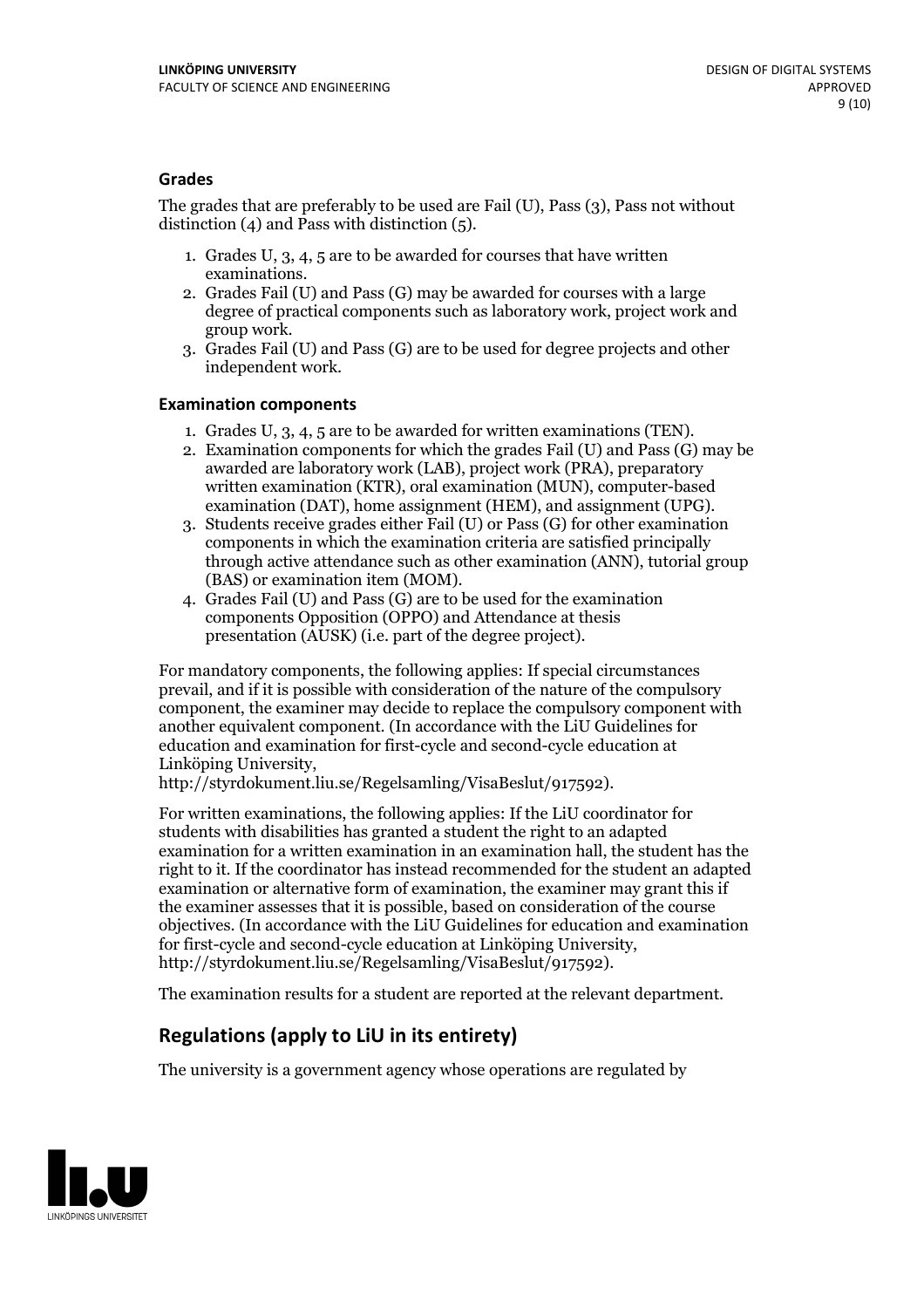### Grades

The grades that are preferably to be used are Fail (U), Pass (3), Pass not without distinction (4) and Pass with distinction (5).

1. Grades U, 3, 4, 5 are to be awarded for courses that have written examinations.
2. Grades Fail (U) and Pass (G) may be awarded for courses with a large degree of practical components such as laboratory work, project work and group work.
3. Grades Fail (U) and Pass (G) are to be used for degree projects and other independent work.

### Examination components

1. Grades U, 3, 4, 5 are to be awarded for written examinations (TEN).
2. Examination components for which the grades Fail (U) and Pass (G) may be awarded are laboratory work (LAB), project work (PRA), preparatory written examination (KTR), oral examination (MUN), computer-based examination (DAT), home assignment (HEM), and assignment (UPG).
3. Students receive grades either Fail (U) or Pass (G) for other examination components in which the examination criteria are satisfied principally through active attendance such as other examination (ANN), tutorial group (BAS) or examination item (MOM).
4. Grades Fail (U) and Pass (G) are to be used for the examination components Opposition (OPPO) and Attendance at thesis presentation (AUSK) (i.e. part of the degree project).

For mandatory components, the following applies: If special circumstances prevail, and if it is possible with consideration of the nature of the compulsory component, the examiner may decide to replace the compulsory component with another equivalent component. (In accordance with the LiU Guidelines for education and examination for first-cycle and second-cycle education at Linköping University, http://styrdokument.liu.se/Regelsamling/VisaBeslut/917592).

For written examinations, the following applies: If the LiU coordinator for students with disabilities has granted a student the right to an adapted examination for a written examination in an examination hall, the student has the right to it. If the coordinator has instead recommended for the student an adapted examination or alternative form of examination, the examiner may grant this if the examiner assesses that it is possible, based on consideration of the course objectives. (In accordance with the LiU Guidelines for education and examination for first-cycle and second-cycle education at Linköping University, http://styrdokument.liu.se/Regelsamling/VisaBeslut/917592).

The examination results for a student are reported at the relevant department.

## Regulations (apply to LiU in its entirety)

The university is a government agency whose operations are regulated by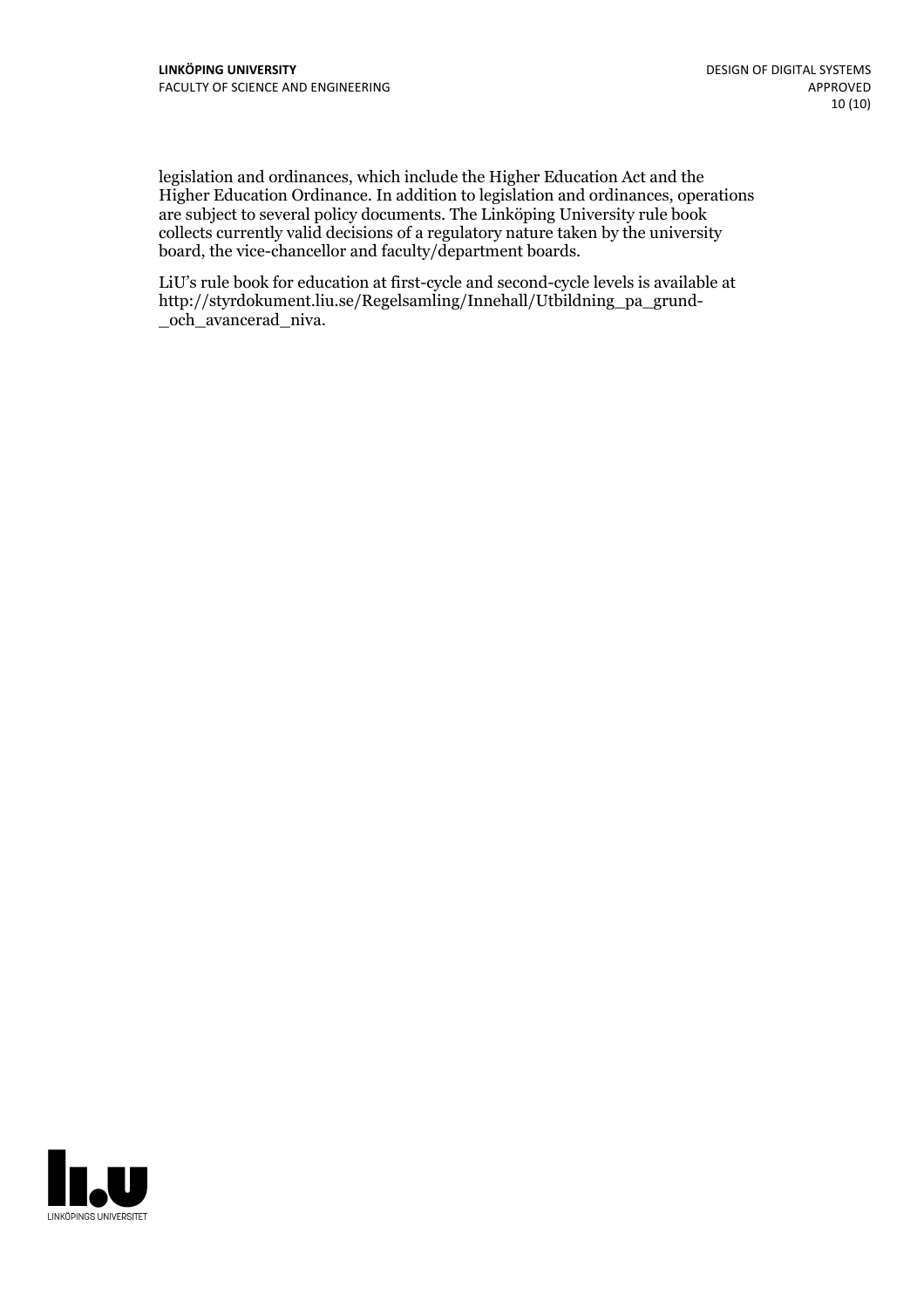legislation and ordinances, which include the Higher Education Act and the Higher Education Ordinance. In addition to legislation and ordinances, operations are subject to several policy documents. The Linköping University rule book collects currently valid decisions of a regulatory nature taken by the university board, the vice-chancellor and faculty/department boards.

LiU's rule book for education at first-cycle and second-cycle levels is available at http://styrdokument.liu.se/Regelsamling/Innehall/Utbildning_pa_grund-_och_avancerad_niva.